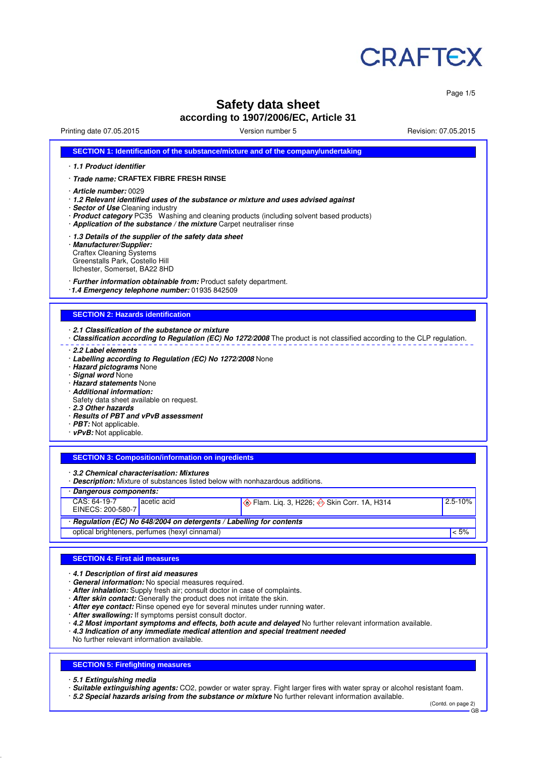CRAFTEX

# Safety data sheet
## according to 1907/2006/EC, Article 31

Printing date 07.05.2015 | Version number 5 | Revision: 07.05.2015

### SECTION 1: Identification of the substance/mixture and of the company/undertaking

· ***1.1 Product identifier***

· ***Trade name:*** **CRAFTEX FIBRE FRESH RINSE**

· ***Article number:*** 0029
· ***1.2 Relevant identified uses of the substance or mixture and uses advised against***
· ***Sector of Use*** Cleaning industry
· ***Product category*** PC35 Washing and cleaning products (including solvent based products)
· ***Application of the substance / the mixture*** Carpet neutraliser rinse

· ***1.3 Details of the supplier of the safety data sheet***
· ***Manufacturer/Supplier:***
Craftex Cleaning Systems
Greenstalls Park, Costello Hill
Ilchester, Somerset, BA22 8HD

· ***Further information obtainable from:*** Product safety department.
· ***1.4 Emergency telephone number:*** 01935 842509

### SECTION 2: Hazards identification

· ***2.1 Classification of the substance or mixture***
· ***Classification according to Regulation (EC) No 1272/2008*** The product is not classified according to the CLP regulation.

· ***2.2 Label elements***
· ***Labelling according to Regulation (EC) No 1272/2008*** None
· ***Hazard pictograms*** None
· ***Signal word*** None
· ***Hazard statements*** None
· ***Additional information:***
Safety data sheet available on request.
· ***2.3 Other hazards***
· ***Results of PBT and vPvB assessment***
· ***PBT:*** Not applicable.
· ***vPvB:*** Not applicable.

### SECTION 3: Composition/information on ingredients

· ***3.2 Chemical characterisation: Mixtures***
· ***Description:*** Mixture of substances listed below with nonhazardous additions.

| · ***Dangerous components:*** | | | |
|---|---|---|---|
| CAS: 64-19-7<br>EINECS: 200-580-7 | acetic acid | Flam. Liq. 3, H226; Skin Corr. 1A, H314 | 2.5-10% |

| · ***Regulation (EC) No 648/2004 on detergents / Labelling for contents*** | |
|---|---|
| optical brighteners, perfumes (hexyl cinnamal) | < 5% |

### SECTION 4: First aid measures

· ***4.1 Description of first aid measures***
· ***General information:*** No special measures required.
· ***After inhalation:*** Supply fresh air; consult doctor in case of complaints.
· ***After skin contact:*** Generally the product does not irritate the skin.
· ***After eye contact:*** Rinse opened eye for several minutes under running water.
· ***After swallowing:*** If symptoms persist consult doctor.
· ***4.2 Most important symptoms and effects, both acute and delayed*** No further relevant information available.
· ***4.3 Indication of any immediate medical attention and special treatment needed***
No further relevant information available.

### SECTION 5: Firefighting measures

· ***5.1 Extinguishing media***
· ***Suitable extinguishing agents:*** $CO_2$, powder or water spray. Fight larger fires with water spray or alcohol resistant foam.
· ***5.2 Special hazards arising from the substance or mixture*** No further relevant information available.

(Contd. on page 2)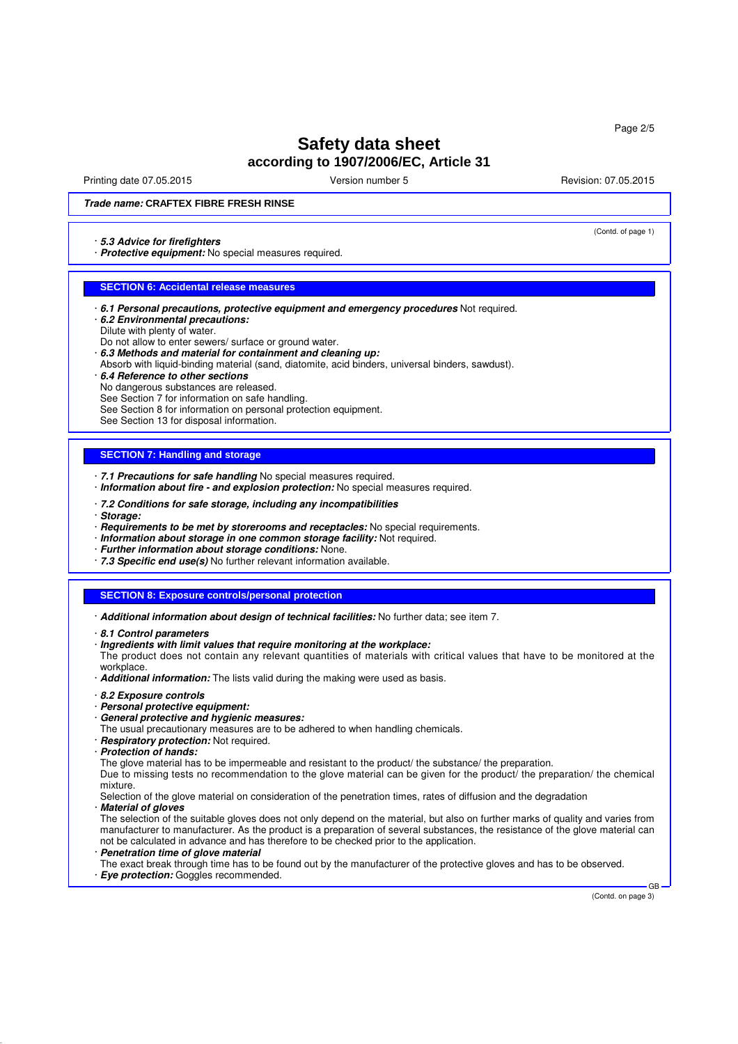**Safety data sheet**
**according to 1907/2006/EC, Article 31**

Printing date 07.05.2015 | Version number 5 | Revision: 07.05.2015

***Trade name:* CRAFTEX FIBRE FRESH RINSE**

(Contd. of page 1)

· ***5.3 Advice for firefighters***
· ***Protective equipment:*** No special measures required.

## SECTION 6: Accidental release measures

· ***6.1 Personal precautions, protective equipment and emergency procedures*** Not required.
· ***6.2 Environmental precautions:***
Dilute with plenty of water.
Do not allow to enter sewers/ surface or ground water.
· ***6.3 Methods and material for containment and cleaning up:***
Absorb with liquid-binding material (sand, diatomite, acid binders, universal binders, sawdust).
· ***6.4 Reference to other sections***
No dangerous substances are released.
See Section 7 for information on safe handling.
See Section 8 for information on personal protection equipment.
See Section 13 for disposal information.

## SECTION 7: Handling and storage

· ***7.1 Precautions for safe handling*** No special measures required.
· ***Information about fire - and explosion protection:*** No special measures required.

· ***7.2 Conditions for safe storage, including any incompatibilities***
· ***Storage:***
· ***Requirements to be met by storerooms and receptacles:*** No special requirements.
· ***Information about storage in one common storage facility:*** Not required.
· ***Further information about storage conditions:*** None.
· ***7.3 Specific end use(s)*** No further relevant information available.

## SECTION 8: Exposure controls/personal protection

· ***Additional information about design of technical facilities:*** No further data; see item 7.

· ***8.1 Control parameters***
· ***Ingredients with limit values that require monitoring at the workplace:***
The product does not contain any relevant quantities of materials with critical values that have to be monitored at the workplace.
· ***Additional information:*** The lists valid during the making were used as basis.

· ***8.2 Exposure controls***
· ***Personal protective equipment:***
· ***General protective and hygienic measures:***
The usual precautionary measures are to be adhered to when handling chemicals.
· ***Respiratory protection:*** Not required.
· ***Protection of hands:***
The glove material has to be impermeable and resistant to the product/ the substance/ the preparation.
Due to missing tests no recommendation to the glove material can be given for the product/ the preparation/ the chemical mixture.
Selection of the glove material on consideration of the penetration times, rates of diffusion and the degradation
· ***Material of gloves***
The selection of the suitable gloves does not only depend on the material, but also on further marks of quality and varies from manufacturer to manufacturer. As the product is a preparation of several substances, the resistance of the glove material can not be calculated in advance and has therefore to be checked prior to the application.
· ***Penetration time of glove material***
The exact break through time has to be found out by the manufacturer of the protective gloves and has to be observed.
· ***Eye protection:*** Goggles recommended.

(Contd. on page 3)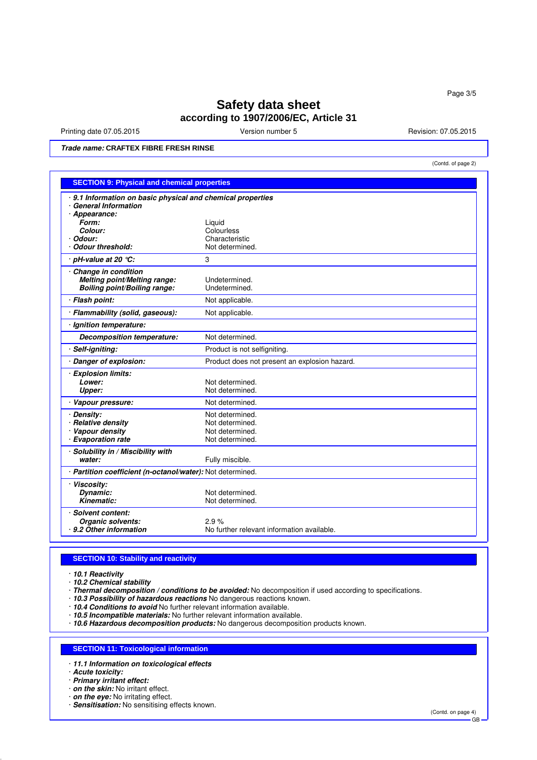# Safety data sheet
## according to 1907/2006/EC, Article 31

Printing date 07.05.2015 | Version number 5 | Revision: 07.05.2015

***Trade name:*** **CRAFTEX FIBRE FRESH RINSE**

(Contd. of page 2)

## SECTION 9: Physical and chemical properties

· ***9.1 Information on basic physical and chemical properties***
· ***General Information***
· ***Appearance:***

| | |
|---|---|
| ***Form:*** | Liquid |
| ***Colour:*** | Colourless |
| · ***Odour:*** | Characteristic |
| · ***Odour threshold:*** | Not determined. |
| · ***pH-value at 20 °C:*** | 3 |
| · ***Change in condition*** | |
| ***Melting point/Melting range:*** | Undetermined. |
| ***Boiling point/Boiling range:*** | Undetermined. |
| · ***Flash point:*** | Not applicable. |
| · ***Flammability (solid, gaseous):*** | Not applicable. |
| · ***Ignition temperature:*** | |
| ***Decomposition temperature:*** | Not determined. |
| · ***Self-igniting:*** | Product is not selfigniting. |
| · ***Danger of explosion:*** | Product does not present an explosion hazard. |
| · ***Explosion limits:*** | |
| ***Lower:*** | Not determined. |
| ***Upper:*** | Not determined. |
| · ***Vapour pressure:*** | Not determined. |
| · ***Density:*** | Not determined. |
| · ***Relative density*** | Not determined. |
| · ***Vapour density*** | Not determined. |
| · ***Evaporation rate*** | Not determined. |
| · ***Solubility in / Miscibility with water:*** | Fully miscible. |
| · ***Partition coefficient (n-octanol/water):*** | Not determined. |
| · ***Viscosity:*** | |
| ***Dynamic:*** | Not determined. |
| ***Kinematic:*** | Not determined. |
| · ***Solvent content:*** | |
| ***Organic solvents:*** | 2.9 % |
| · ***9.2 Other information*** | No further relevant information available. |

## SECTION 10: Stability and reactivity

· ***10.1 Reactivity***
· ***10.2 Chemical stability***
· ***Thermal decomposition / conditions to be avoided:*** No decomposition if used according to specifications.
· ***10.3 Possibility of hazardous reactions*** No dangerous reactions known.
· ***10.4 Conditions to avoid*** No further relevant information available.
· ***10.5 Incompatible materials:*** No further relevant information available.
· ***10.6 Hazardous decomposition products:*** No dangerous decomposition products known.

## SECTION 11: Toxicological information

· ***11.1 Information on toxicological effects***
· ***Acute toxicity:***
· ***Primary irritant effect:***
· ***on the skin:*** No irritant effect.
· ***on the eye:*** No irritating effect.
· ***Sensitisation:*** No sensitising effects known.

(Contd. on page 4)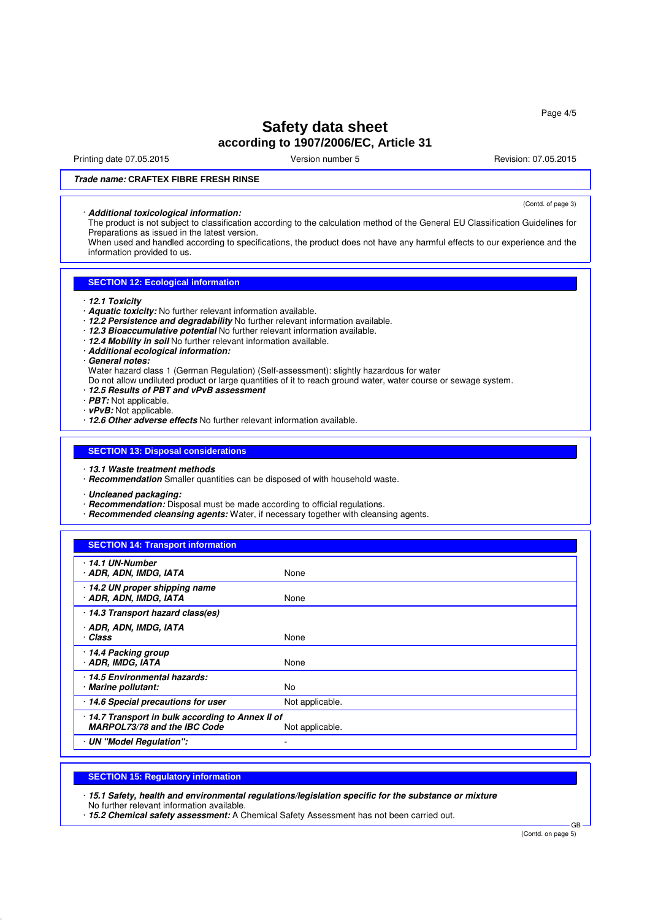**Trade name:** **CRAFTEX FIBRE FRESH RINSE**

(Contd. of page 3)

· ***Additional toxicological information:***
The product is not subject to classification according to the calculation method of the General EU Classification Guidelines for Preparations as issued in the latest version.
When used and handled according to specifications, the product does not have any harmful effects to our experience and the information provided to us.

## SECTION 12: Ecological information

· ***12.1 Toxicity***
· ***Aquatic toxicity:*** No further relevant information available.
· ***12.2 Persistence and degradability*** No further relevant information available.
· ***12.3 Bioaccumulative potential*** No further relevant information available.
· ***12.4 Mobility in soil*** No further relevant information available.
· ***Additional ecological information:***
· ***General notes:***
Water hazard class 1 (German Regulation) (Self-assessment): slightly hazardous for water
Do not allow undiluted product or large quantities of it to reach ground water, water course or sewage system.
· ***12.5 Results of PBT and vPvB assessment***
· ***PBT:*** Not applicable.
· ***vPvB:*** Not applicable.
· ***12.6 Other adverse effects*** No further relevant information available.

## SECTION 13: Disposal considerations

· ***13.1 Waste treatment methods***
· ***Recommendation*** Smaller quantities can be disposed of with household waste.

· ***Uncleaned packaging:***
· ***Recommendation:*** Disposal must be made according to official regulations.
· ***Recommended cleansing agents:*** Water, if necessary together with cleansing agents.

## SECTION 14: Transport information

| | |
|---|---|
| · ***14.1 UN-Number***<br>· ***ADR, ADN, IMDG, IATA*** | None |
| · ***14.2 UN proper shipping name***<br>· ***ADR, ADN, IMDG, IATA*** | None |
| · ***14.3 Transport hazard class(es)***<br>· ***ADR, ADN, IMDG, IATA***<br>· ***Class*** | None |
| · ***14.4 Packing group***<br>· ***ADR, IMDG, IATA*** | None |
| · ***14.5 Environmental hazards:***<br>· ***Marine pollutant:*** | No |
| · ***14.6 Special precautions for user*** | Not applicable. |
| · ***14.7 Transport in bulk according to Annex II of MARPOL73/78 and the IBC Code*** | Not applicable. |
| · ***UN "Model Regulation":*** | - |

## SECTION 15: Regulatory information

· ***15.1 Safety, health and environmental regulations/legislation specific for the substance or mixture***
No further relevant information available.
· ***15.2 Chemical safety assessment:*** A Chemical Safety Assessment has not been carried out.

(Contd. on page 5)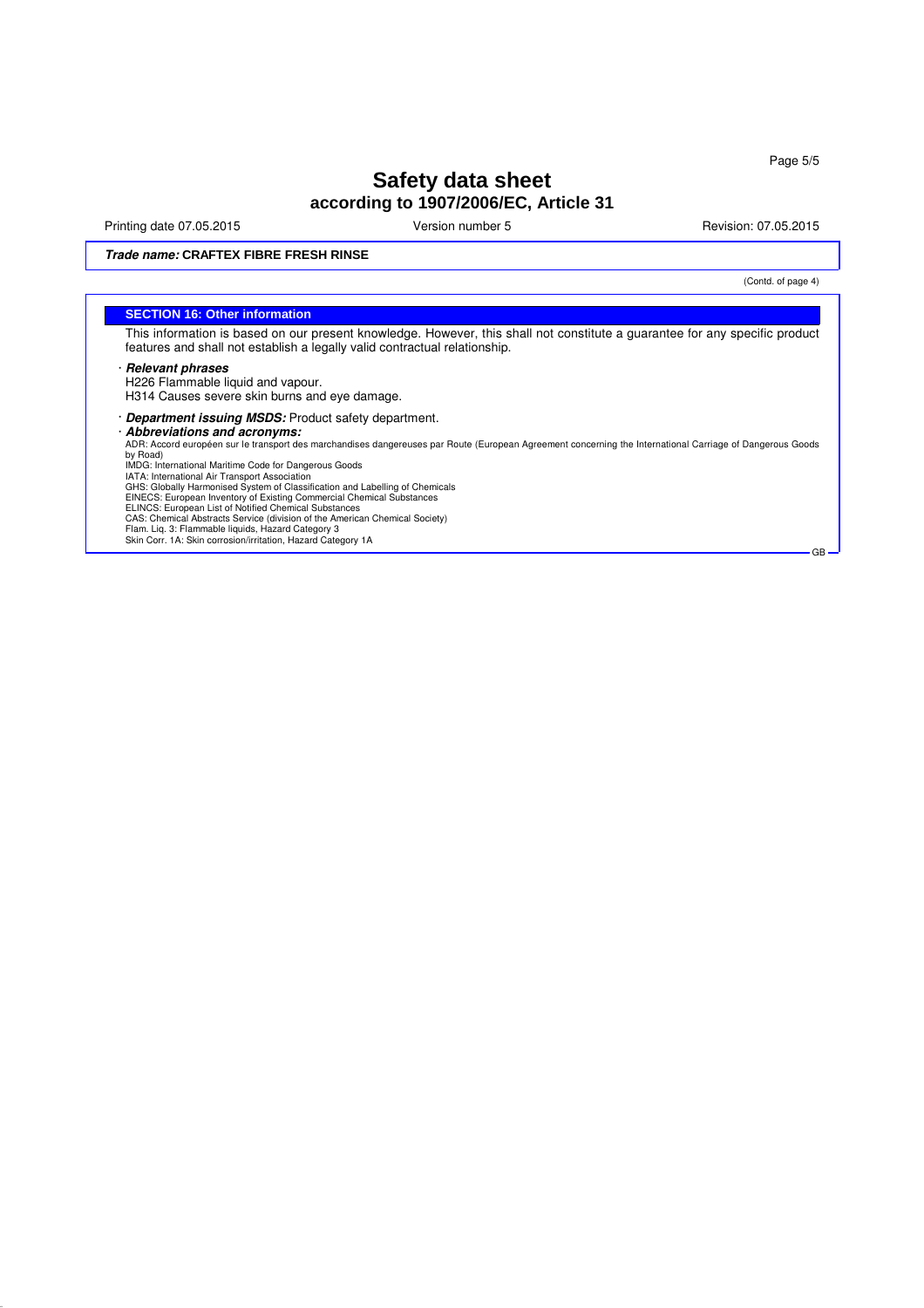**Trade name: CRAFTEX FIBRE FRESH RINSE**

(Contd. of page 4)

## SECTION 16: Other information

This information is based on our present knowledge. However, this shall not constitute a guarantee for any specific product features and shall not establish a legally valid contractual relationship.

· ***Relevant phrases***
H226 Flammable liquid and vapour.
H314 Causes severe skin burns and eye damage.

· ***Department issuing MSDS:*** Product safety department.

· ***Abbreviations and acronyms:***
ADR: Accord européen sur le transport des marchandises dangereuses par Route (European Agreement concerning the International Carriage of Dangerous Goods by Road)
IMDG: International Maritime Code for Dangerous Goods
IATA: International Air Transport Association
GHS: Globally Harmonised System of Classification and Labelling of Chemicals
EINECS: European Inventory of Existing Commercial Chemical Substances
ELINCS: European List of Notified Chemical Substances
CAS: Chemical Abstracts Service (division of the American Chemical Society)
Flam. Liq. 3: Flammable liquids, Hazard Category 3
Skin Corr. 1A: Skin corrosion/irritation, Hazard Category 1A

GB